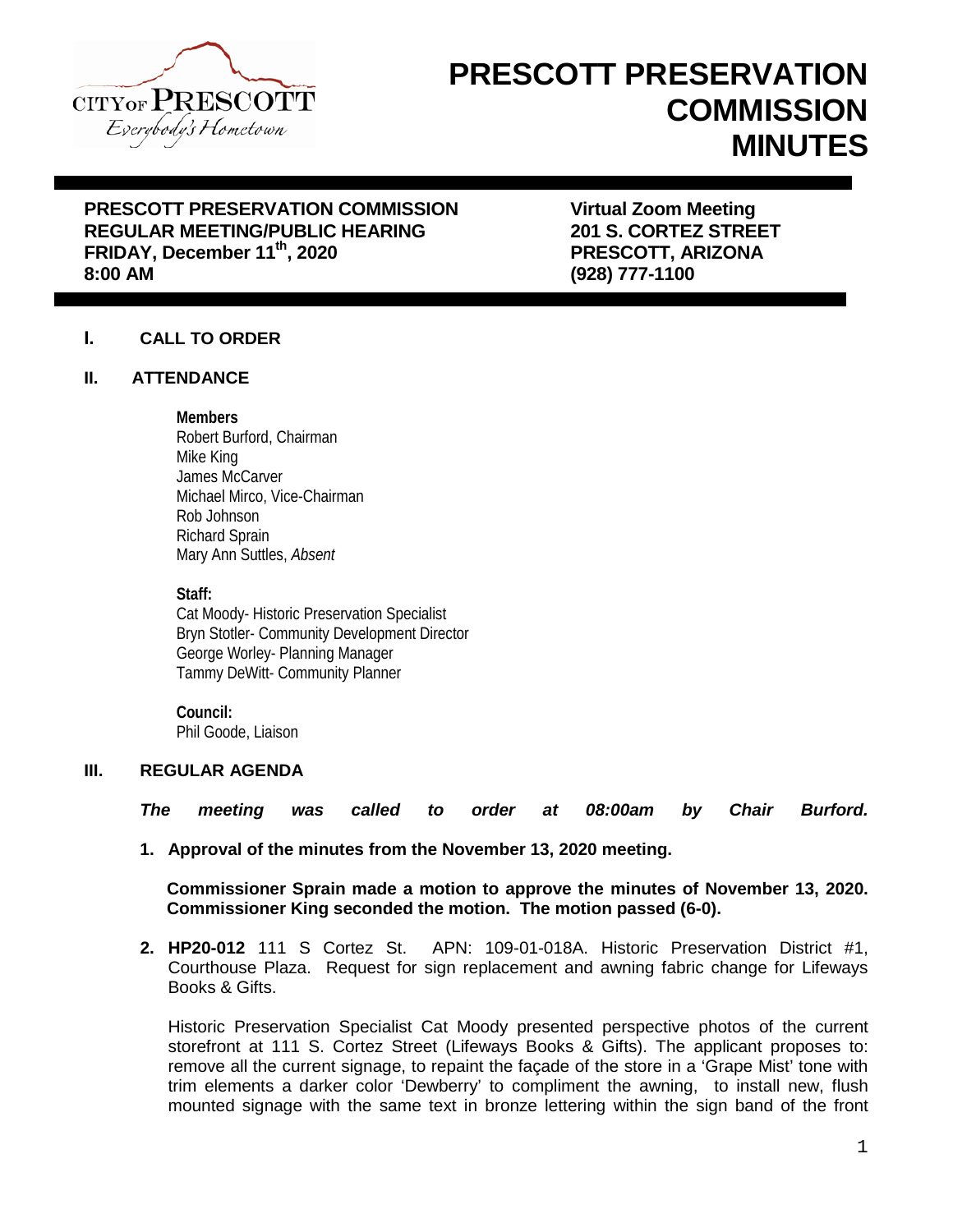# PRESCOTT PRESERVATION COMMISSION MINUTES

**PRESCOTT PRESERVATION COMMISSION**
**REGULAR MEETING/PUBLIC HEARING**
**FRIDAY, December 11th, 2020**
**8:00 AM**

**Virtual Zoom Meeting**
**201 S. CORTEZ STREET**
**PRESCOTT, ARIZONA**
**(928) 777-1100**

## I. CALL TO ORDER

## II. ATTENDANCE

**Members**
Robert Burford, Chairman
Mike King
James McCarver
Michael Mirco, Vice-Chairman
Rob Johnson
Richard Sprain
Mary Ann Suttles, *Absent*

**Staff:**
Cat Moody- Historic Preservation Specialist
Bryn Stotler- Community Development Director
George Worley- Planning Manager
Tammy DeWitt- Community Planner

**Council:**
Phil Goode, Liaison

## III. REGULAR AGENDA

***The meeting was called to order at 08:00am by Chair Burford.***

1. **Approval of the minutes from the November 13, 2020 meeting.**

   **Commissioner Sprain made a motion to approve the minutes of November 13, 2020. Commissioner King seconded the motion. The motion passed (6-0).**

2. **HP20-012** 111 S Cortez St. APN: 109-01-018A. Historic Preservation District #1, Courthouse Plaza. Request for sign replacement and awning fabric change for Lifeways Books & Gifts.

   Historic Preservation Specialist Cat Moody presented perspective photos of the current storefront at 111 S. Cortez Street (Lifeways Books & Gifts). The applicant proposes to: remove all the current signage, to repaint the façade of the store in a 'Grape Mist' tone with trim elements a darker color 'Dewberry' to compliment the awning, to install new, flush mounted signage with the same text in bronze lettering within the sign band of the front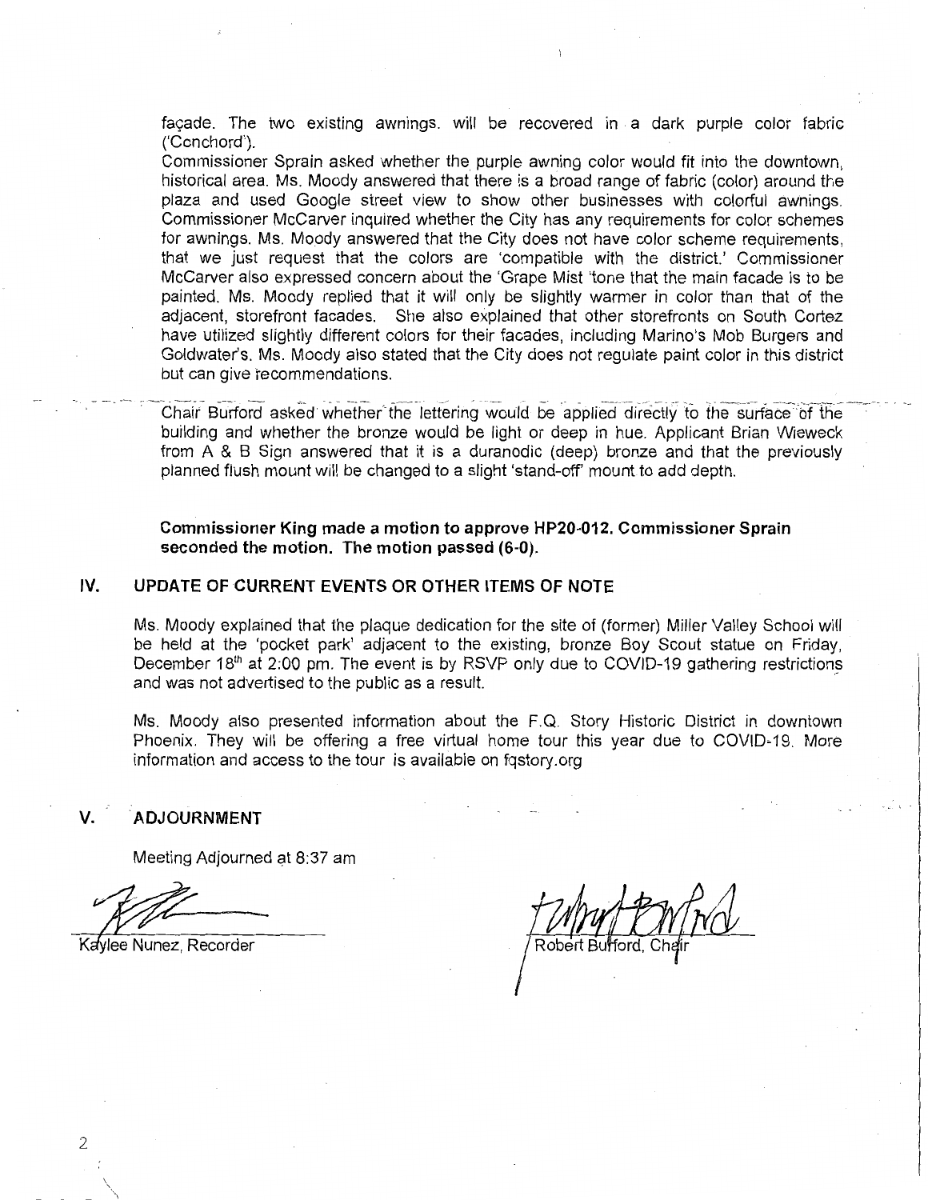façade. The two existing awnings. will be recovered in a dark purple color fabric ('Conchord').

Commissioner Sprain asked whether the purple awning color would fit into the downtown, historical area. Ms. Moody answered that there is a broad range of fabric (color) around the plaza and used Google street view to show other businesses with colorful awnings. Commissioner McCarver inquired whether the City has any requirements for color schemes for awnings. Ms. Moody answered that the City does not have color scheme requirements, that we just request that the colors are 'compatible with the district.' Commissioner McCarver also expressed concern about the 'Grape Mist 'tone that the main facade is to be painted. Ms. Moody replied that it will only be slightly warmer in color than that of the adjacent, storefront facades. She also explained that other storefronts on South Cortez have utilized slightly different colors for their facades, including Marino's Mob Burgers and Goldwater's. Ms. Moody also stated that the City does not regulate paint color in this district but can give recommendations.

Chair Burford asked whether the lettering would be applied directly to the surface of the building and whether the bronze would be light or deep in hue. Applicant Brian Wieweck from A & B Sign answered that it is a duranodic (deep) bronze and that the previously planned flush mount will be changed to a slight 'stand-off' mount to add depth.

**Commissioner King made a motion to approve HP20-012. Commissioner Sprain seconded the motion. The motion passed (6-0).**

## IV. UPDATE OF CURRENT EVENTS OR OTHER ITEMS OF NOTE

Ms. Moody explained that the plaque dedication for the site of (former) Miller Valley School will be held at the 'pocket park' adjacent to the existing, bronze Boy Scout statue on Friday, December 18th at 2:00 pm. The event is by RSVP only due to COVID-19 gathering restrictions and was not advertised to the public as a result.

Ms. Moody also presented information about the F.Q. Story Historic District in downtown Phoenix. They will be offering a free virtual home tour this year due to COVID-19. More information and access to the tour is available on fqstory.org

## V. ADJOURNMENT

Meeting Adjourned at 8:37 am

Kaylee Nunez, Recorder

Robert Burford, Chair